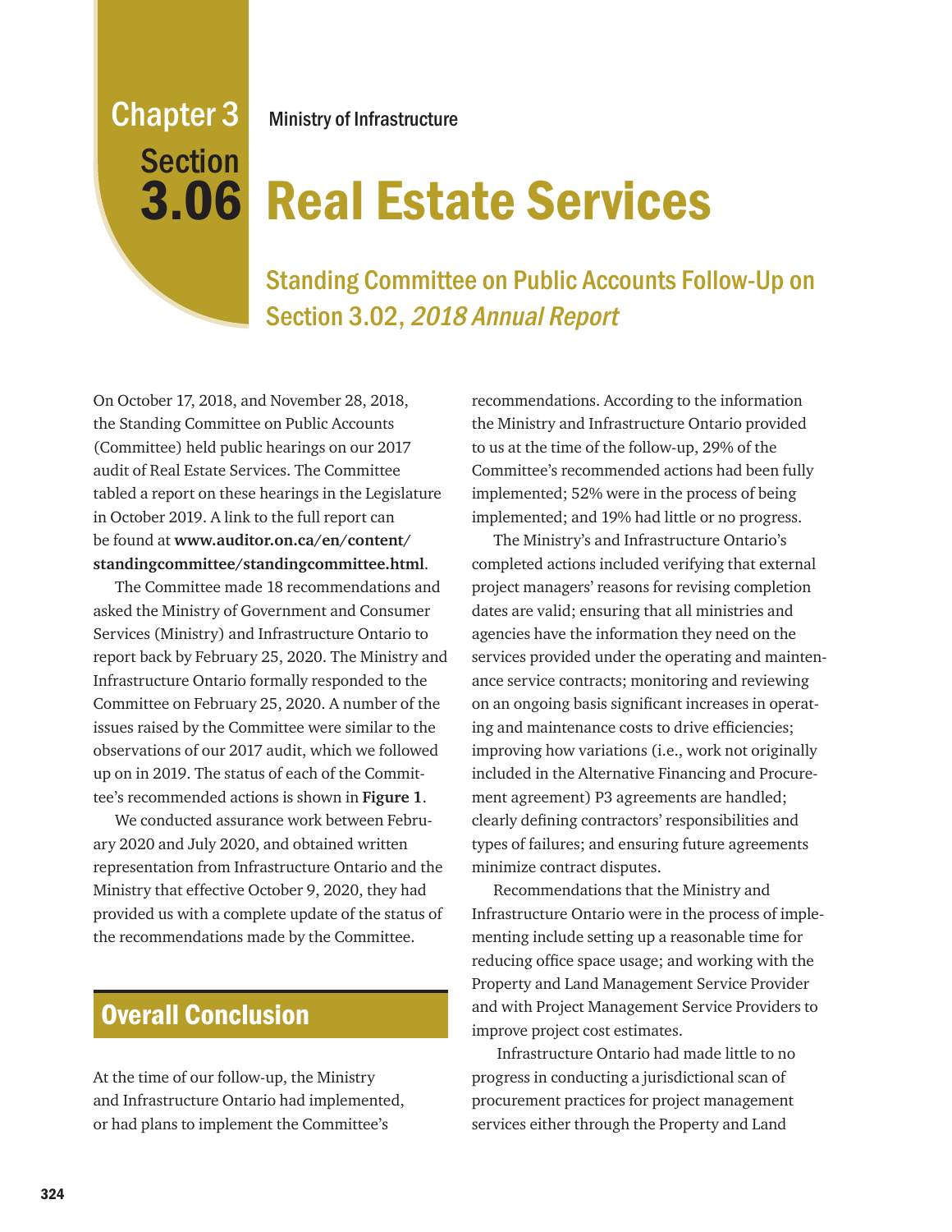# Chapter 3 Section 3.06

Ministry of Infrastructure

# Real Estate Services

## Standing Committee on Public Accounts Follow-Up on Section 3.02, *2018 Annual Report*

On October 17, 2018, and November 28, 2018, the Standing Committee on Public Accounts (Committee) held public hearings on our 2017 audit of Real Estate Services. The Committee tabled a report on these hearings in the Legislature in October 2019. A link to the full report can be found at **www.auditor.on.ca/en/content/standingcommittee/standingcommittee.html**.

The Committee made 18 recommendations and asked the Ministry of Government and Consumer Services (Ministry) and Infrastructure Ontario to report back by February 25, 2020. The Ministry and Infrastructure Ontario formally responded to the Committee on February 25, 2020. A number of the issues raised by the Committee were similar to the observations of our 2017 audit, which we followed up on in 2019. The status of each of the Committee's recommended actions is shown in **Figure 1**.

We conducted assurance work between February 2020 and July 2020, and obtained written representation from Infrastructure Ontario and the Ministry that effective October 9, 2020, they had provided us with a complete update of the status of the recommendations made by the Committee.

## Overall Conclusion

At the time of our follow-up, the Ministry and Infrastructure Ontario had implemented, or had plans to implement the Committee's recommendations. According to the information the Ministry and Infrastructure Ontario provided to us at the time of the follow-up, 29% of the Committee's recommended actions had been fully implemented; 52% were in the process of being implemented; and 19% had little or no progress.

The Ministry's and Infrastructure Ontario's completed actions included verifying that external project managers' reasons for revising completion dates are valid; ensuring that all ministries and agencies have the information they need on the services provided under the operating and maintenance service contracts; monitoring and reviewing on an ongoing basis significant increases in operating and maintenance costs to drive efficiencies; improving how variations (i.e., work not originally included in the Alternative Financing and Procurement agreement) P3 agreements are handled; clearly defining contractors' responsibilities and types of failures; and ensuring future agreements minimize contract disputes.

Recommendations that the Ministry and Infrastructure Ontario were in the process of implementing include setting up a reasonable time for reducing office space usage; and working with the Property and Land Management Service Provider and with Project Management Service Providers to improve project cost estimates.

Infrastructure Ontario had made little to no progress in conducting a jurisdictional scan of procurement practices for project management services either through the Property and Land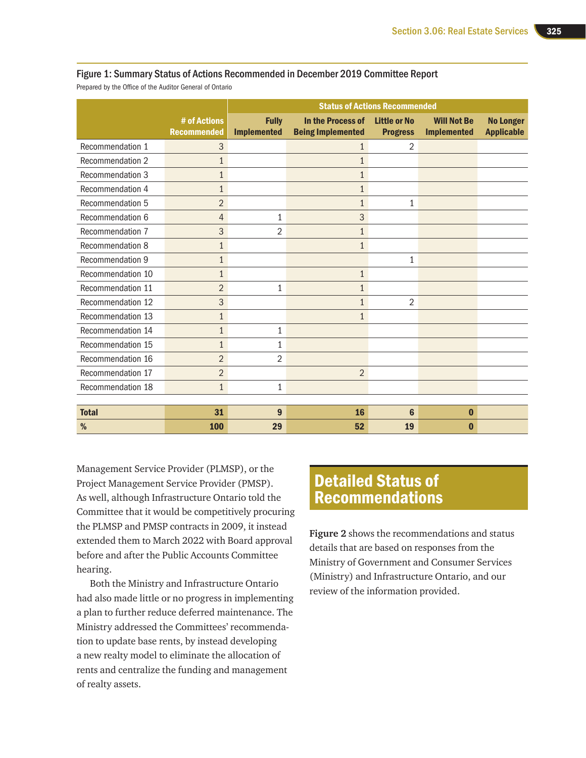Figure 1: Summary Status of Actions Recommended in December 2019 Committee Report

Prepared by the Office of the Auditor General of Ontario

| | | Status of Actions Recommended | | | | |
|---|---|---|---|---|---|---|
| | # of Actions Recommended | Fully Implemented | In the Process of Being Implemented | Little or No Progress | Will Not Be Implemented | No Longer Applicable |
| Recommendation 1 | 3 | | 1 | 2 | | |
| Recommendation 2 | 1 | | 1 | | | |
| Recommendation 3 | 1 | | 1 | | | |
| Recommendation 4 | 1 | | 1 | | | |
| Recommendation 5 | 2 | | 1 | 1 | | |
| Recommendation 6 | 4 | 1 | 3 | | | |
| Recommendation 7 | 3 | 2 | 1 | | | |
| Recommendation 8 | 1 | | 1 | | | |
| Recommendation 9 | 1 | | | 1 | | |
| Recommendation 10 | 1 | | 1 | | | |
| Recommendation 11 | 2 | 1 | 1 | | | |
| Recommendation 12 | 3 | | 1 | 2 | | |
| Recommendation 13 | 1 | | 1 | | | |
| Recommendation 14 | 1 | 1 | | | | |
| Recommendation 15 | 1 | 1 | | | | |
| Recommendation 16 | 2 | 2 | | | | |
| Recommendation 17 | 2 | | 2 | | | |
| Recommendation 18 | 1 | 1 | | | | |
| **Total** | **31** | **9** | **16** | **6** | **0** | |
| **%** | **100** | **29** | **52** | **19** | **0** | |

Management Service Provider (PLMSP), or the Project Management Service Provider (PMSP). As well, although Infrastructure Ontario told the Committee that it would be competitively procuring the PLMSP and PMSP contracts in 2009, it instead extended them to March 2022 with Board approval before and after the Public Accounts Committee hearing.

Both the Ministry and Infrastructure Ontario had also made little or no progress in implementing a plan to further reduce deferred maintenance. The Ministry addressed the Committees' recommendation to update base rents, by instead developing a new realty model to eliminate the allocation of rents and centralize the funding and management of realty assets.

## Detailed Status of Recommendations

**Figure 2** shows the recommendations and status details that are based on responses from the Ministry of Government and Consumer Services (Ministry) and Infrastructure Ontario, and our review of the information provided.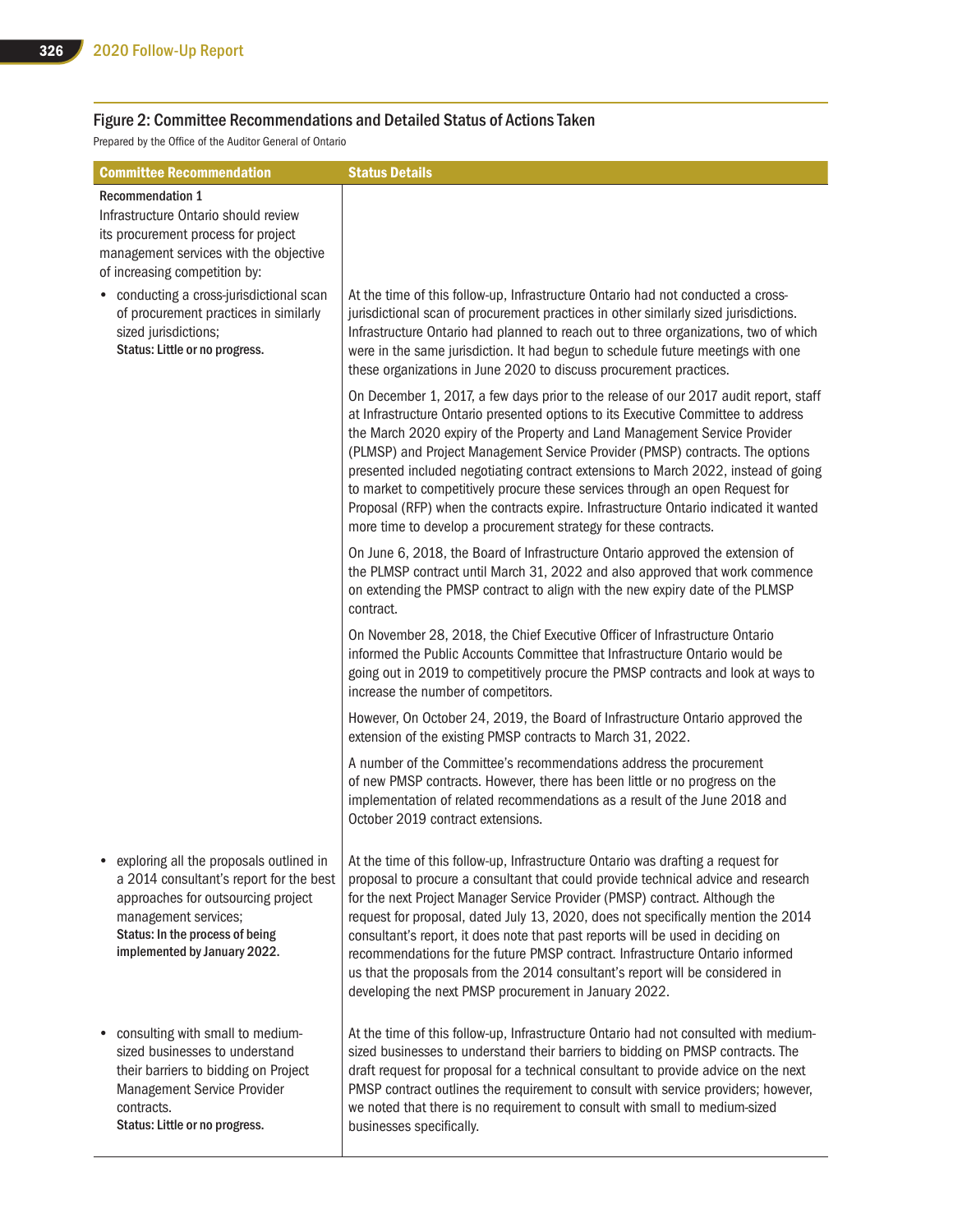## Figure 2: Committee Recommendations and Detailed Status of Actions Taken

Prepared by the Office of the Auditor General of Ontario

| Committee Recommendation | Status Details |
|---|---|
| **Recommendation 1**<br>Infrastructure Ontario should review its procurement process for project management services with the objective of increasing competition by: | |
| • conducting a cross-jurisdictional scan of procurement practices in similarly sized jurisdictions;<br>**Status: Little or no progress.** | At the time of this follow-up, Infrastructure Ontario had not conducted a cross-jurisdictional scan of procurement practices in other similarly sized jurisdictions. Infrastructure Ontario had planned to reach out to three organizations, two of which were in the same jurisdiction. It had begun to schedule future meetings with one these organizations in June 2020 to discuss procurement practices.<br><br>On December 1, 2017, a few days prior to the release of our 2017 audit report, staff at Infrastructure Ontario presented options to its Executive Committee to address the March 2020 expiry of the Property and Land Management Service Provider (PLMSP) and Project Management Service Provider (PMSP) contracts. The options presented included negotiating contract extensions to March 2022, instead of going to market to competitively procure these services through an open Request for Proposal (RFP) when the contracts expire. Infrastructure Ontario indicated it wanted more time to develop a procurement strategy for these contracts.<br><br>On June 6, 2018, the Board of Infrastructure Ontario approved the extension of the PLMSP contract until March 31, 2022 and also approved that work commence on extending the PMSP contract to align with the new expiry date of the PLMSP contract.<br><br>On November 28, 2018, the Chief Executive Officer of Infrastructure Ontario informed the Public Accounts Committee that Infrastructure Ontario would be going out in 2019 to competitively procure the PMSP contracts and look at ways to increase the number of competitors.<br><br>However, On October 24, 2019, the Board of Infrastructure Ontario approved the extension of the existing PMSP contracts to March 31, 2022.<br><br>A number of the Committee's recommendations address the procurement of new PMSP contracts. However, there has been little or no progress on the implementation of related recommendations as a result of the June 2018 and October 2019 contract extensions. |
| • exploring all the proposals outlined in a 2014 consultant's report for the best approaches for outsourcing project management services;<br>**Status: In the process of being implemented by January 2022.** | At the time of this follow-up, Infrastructure Ontario was drafting a request for proposal to procure a consultant that could provide technical advice and research for the next Project Manager Service Provider (PMSP) contract. Although the request for proposal, dated July 13, 2020, does not specifically mention the 2014 consultant's report, it does note that past reports will be used in deciding on recommendations for the future PMSP contract. Infrastructure Ontario informed us that the proposals from the 2014 consultant's report will be considered in developing the next PMSP procurement in January 2022. |
| • consulting with small to medium-sized businesses to understand their barriers to bidding on Project Management Service Provider contracts.<br>**Status: Little or no progress.** | At the time of this follow-up, Infrastructure Ontario had not consulted with medium-sized businesses to understand their barriers to bidding on PMSP contracts. The draft request for proposal for a technical consultant to provide advice on the next PMSP contract outlines the requirement to consult with service providers; however, we noted that there is no requirement to consult with small to medium-sized businesses specifically. |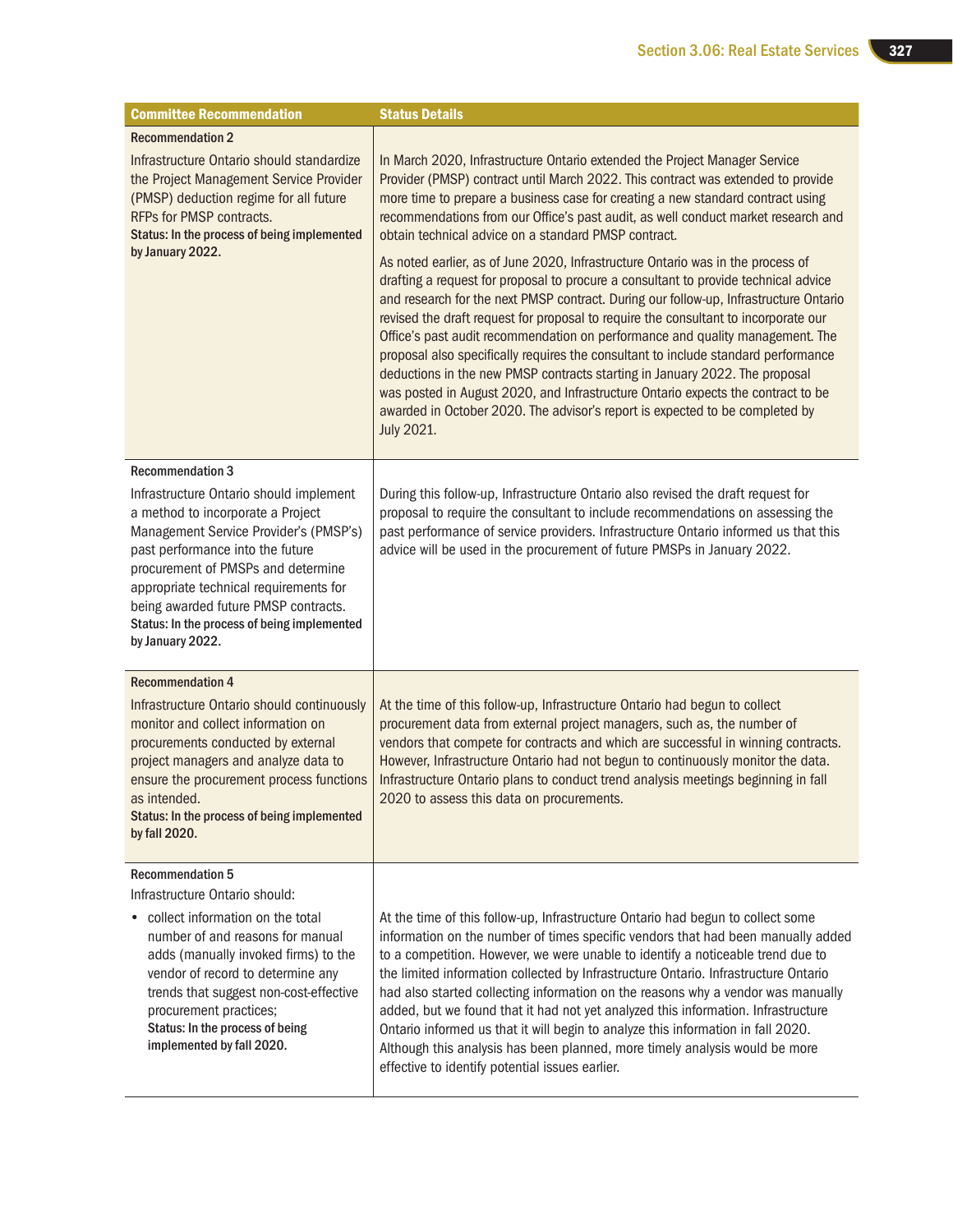| Committee Recommendation | Status Details |
|---|---|
| **Recommendation 2**<br>Infrastructure Ontario should standardize the Project Management Service Provider (PMSP) deduction regime for all future RFPs for PMSP contracts.<br>**Status: In the process of being implemented by January 2022.** | In March 2020, Infrastructure Ontario extended the Project Manager Service Provider (PMSP) contract until March 2022. This contract was extended to provide more time to prepare a business case for creating a new standard contract using recommendations from our Office's past audit, as well conduct market research and obtain technical advice on a standard PMSP contract.<br><br>As noted earlier, as of June 2020, Infrastructure Ontario was in the process of drafting a request for proposal to procure a consultant to provide technical advice and research for the next PMSP contract. During our follow-up, Infrastructure Ontario revised the draft request for proposal to require the consultant to incorporate our Office's past audit recommendation on performance and quality management. The proposal also specifically requires the consultant to include standard performance deductions in the new PMSP contracts starting in January 2022. The proposal was posted in August 2020, and Infrastructure Ontario expects the contract to be awarded in October 2020. The advisor's report is expected to be completed by July 2021. |
| **Recommendation 3**<br>Infrastructure Ontario should implement a method to incorporate a Project Management Service Provider's (PMSP's) past performance into the future procurement of PMSPs and determine appropriate technical requirements for being awarded future PMSP contracts.<br>**Status: In the process of being implemented by January 2022.** | During this follow-up, Infrastructure Ontario also revised the draft request for proposal to require the consultant to include recommendations on assessing the past performance of service providers. Infrastructure Ontario informed us that this advice will be used in the procurement of future PMSPs in January 2022. |
| **Recommendation 4**<br>Infrastructure Ontario should continuously monitor and collect information on procurements conducted by external project managers and analyze data to ensure the procurement process functions as intended.<br>**Status: In the process of being implemented by fall 2020.** | At the time of this follow-up, Infrastructure Ontario had begun to collect procurement data from external project managers, such as, the number of vendors that compete for contracts and which are successful in winning contracts. However, Infrastructure Ontario had not begun to continuously monitor the data. Infrastructure Ontario plans to conduct trend analysis meetings beginning in fall 2020 to assess this data on procurements. |
| **Recommendation 5**<br>Infrastructure Ontario should:<br>• collect information on the total number of and reasons for manual adds (manually invoked firms) to the vendor of record to determine any trends that suggest non-cost-effective procurement practices;<br>**Status: In the process of being implemented by fall 2020.** | At the time of this follow-up, Infrastructure Ontario had begun to collect some information on the number of times specific vendors that had been manually added to a competition. However, we were unable to identify a noticeable trend due to the limited information collected by Infrastructure Ontario. Infrastructure Ontario had also started collecting information on the reasons why a vendor was manually added, but we found that it had not yet analyzed this information. Infrastructure Ontario informed us that it will begin to analyze this information in fall 2020. Although this analysis has been planned, more timely analysis would be more effective to identify potential issues earlier. |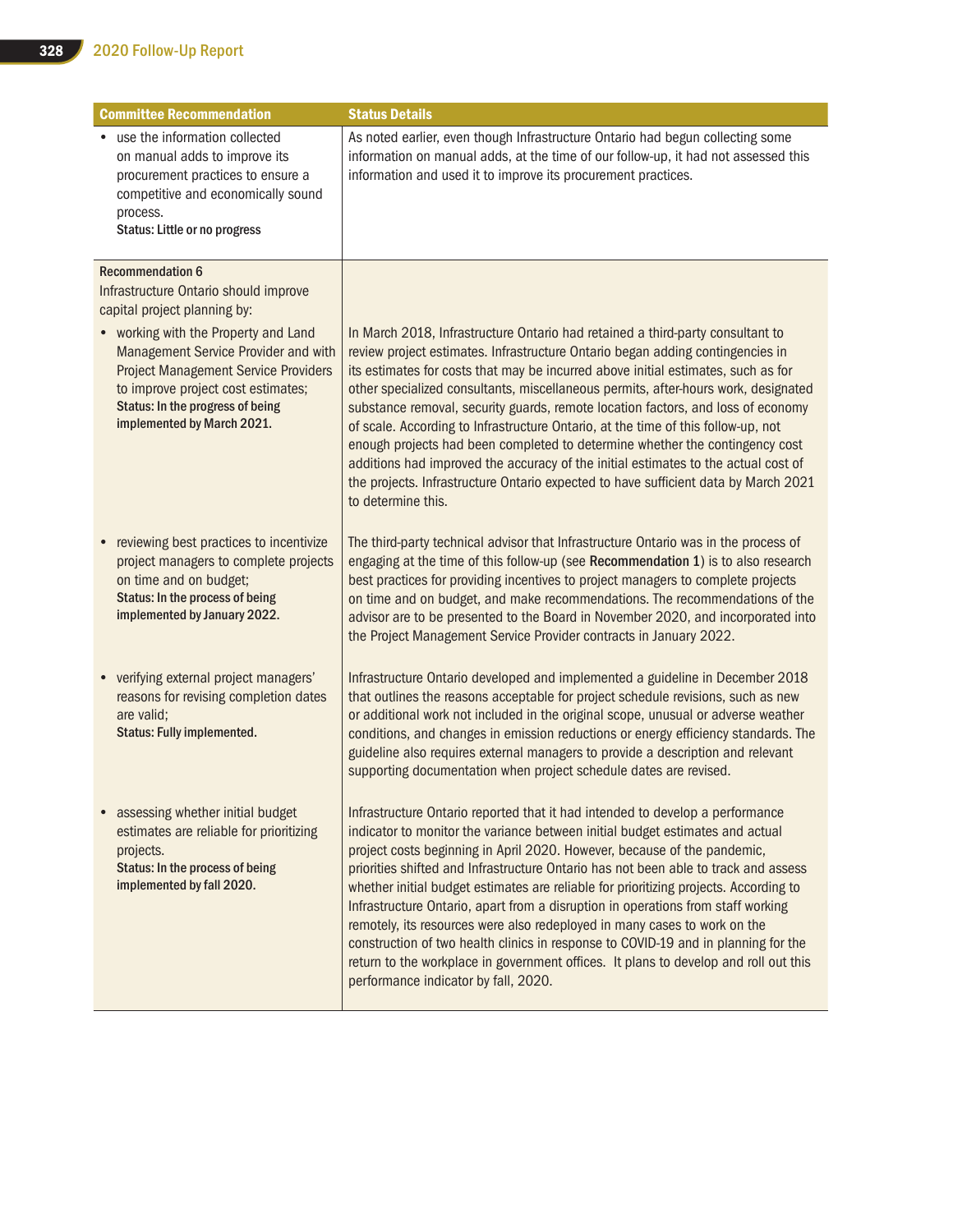| Committee Recommendation | Status Details |
|---|---|
| • use the information collected on manual adds to improve its procurement practices to ensure a competitive and economically sound process.<br>**Status: Little or no progress** | As noted earlier, even though Infrastructure Ontario had begun collecting some information on manual adds, at the time of our follow-up, it had not assessed this information and used it to improve its procurement practices. |
| Recommendation 6<br>Infrastructure Ontario should improve capital project planning by: | |
| • working with the Property and Land Management Service Provider and with Project Management Service Providers to improve project cost estimates;<br>**Status: In the progress of being implemented by March 2021.** | In March 2018, Infrastructure Ontario had retained a third-party consultant to review project estimates. Infrastructure Ontario began adding contingencies in its estimates for costs that may be incurred above initial estimates, such as for other specialized consultants, miscellaneous permits, after-hours work, designated substance removal, security guards, remote location factors, and loss of economy of scale. According to Infrastructure Ontario, at the time of this follow-up, not enough projects had been completed to determine whether the contingency cost additions had improved the accuracy of the initial estimates to the actual cost of the projects. Infrastructure Ontario expected to have sufficient data by March 2021 to determine this. |
| • reviewing best practices to incentivize project managers to complete projects on time and on budget;<br>**Status: In the process of being implemented by January 2022.** | The third-party technical advisor that Infrastructure Ontario was in the process of engaging at the time of this follow-up (see **Recommendation 1**) is to also research best practices for providing incentives to project managers to complete projects on time and on budget, and make recommendations. The recommendations of the advisor are to be presented to the Board in November 2020, and incorporated into the Project Management Service Provider contracts in January 2022. |
| • verifying external project managers' reasons for revising completion dates are valid;<br>**Status: Fully implemented.** | Infrastructure Ontario developed and implemented a guideline in December 2018 that outlines the reasons acceptable for project schedule revisions, such as new or additional work not included in the original scope, unusual or adverse weather conditions, and changes in emission reductions or energy efficiency standards. The guideline also requires external managers to provide a description and relevant supporting documentation when project schedule dates are revised. |
| • assessing whether initial budget estimates are reliable for prioritizing projects.<br>**Status: In the process of being implemented by fall 2020.** | Infrastructure Ontario reported that it had intended to develop a performance indicator to monitor the variance between initial budget estimates and actual project costs beginning in April 2020. However, because of the pandemic, priorities shifted and Infrastructure Ontario has not been able to track and assess whether initial budget estimates are reliable for prioritizing projects. According to Infrastructure Ontario, apart from a disruption in operations from staff working remotely, its resources were also redeployed in many cases to work on the construction of two health clinics in response to COVID-19 and in planning for the return to the workplace in government offices. It plans to develop and roll out this performance indicator by fall, 2020. |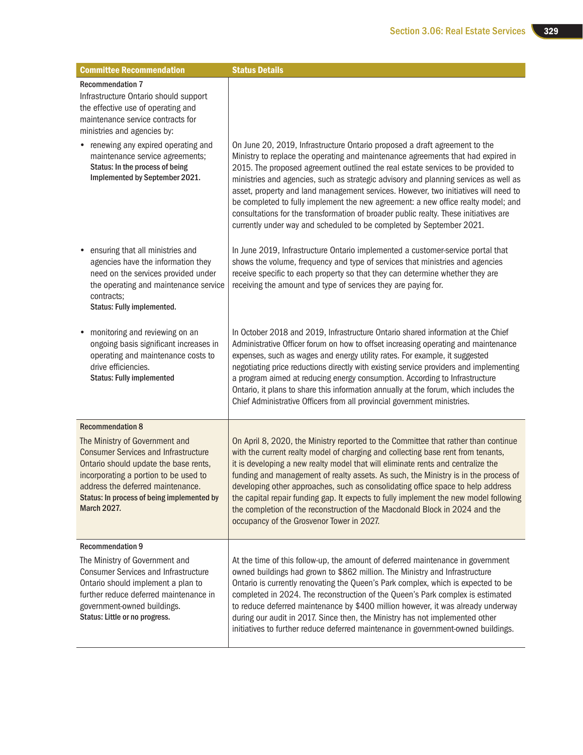| Committee Recommendation | Status Details |
|---|---|
| **Recommendation 7**<br>Infrastructure Ontario should support the effective use of operating and maintenance service contracts for ministries and agencies by: | |
| • renewing any expired operating and maintenance service agreements;<br>**Status: In the process of being Implemented by September 2021.** | On June 20, 2019, Infrastructure Ontario proposed a draft agreement to the Ministry to replace the operating and maintenance agreements that had expired in 2015. The proposed agreement outlined the real estate services to be provided to ministries and agencies, such as strategic advisory and planning services as well as asset, property and land management services. However, two initiatives will need to be completed to fully implement the new agreement: a new office realty model; and consultations for the transformation of broader public realty. These initiatives are currently under way and scheduled to be completed by September 2021. |
| • ensuring that all ministries and agencies have the information they need on the services provided under the operating and maintenance service contracts;<br>**Status: Fully implemented.** | In June 2019, Infrastructure Ontario implemented a customer-service portal that shows the volume, frequency and type of services that ministries and agencies receive specific to each property so that they can determine whether they are receiving the amount and type of services they are paying for. |
| • monitoring and reviewing on an ongoing basis significant increases in operating and maintenance costs to drive efficiencies.<br>**Status: Fully implemented** | In October 2018 and 2019, Infrastructure Ontario shared information at the Chief Administrative Officer forum on how to offset increasing operating and maintenance expenses, such as wages and energy utility rates. For example, it suggested negotiating price reductions directly with existing service providers and implementing a program aimed at reducing energy consumption. According to Infrastructure Ontario, it plans to share this information annually at the forum, which includes the Chief Administrative Officers from all provincial government ministries. |
| **Recommendation 8**<br>The Ministry of Government and Consumer Services and Infrastructure Ontario should update the base rents, incorporating a portion to be used to address the deferred maintenance.<br>**Status: In process of being implemented by March 2027.** | On April 8, 2020, the Ministry reported to the Committee that rather than continue with the current realty model of charging and collecting base rent from tenants, it is developing a new realty model that will eliminate rents and centralize the funding and management of realty assets. As such, the Ministry is in the process of developing other approaches, such as consolidating office space to help address the capital repair funding gap. It expects to fully implement the new model following the completion of the reconstruction of the Macdonald Block in 2024 and the occupancy of the Grosvenor Tower in 2027. |
| **Recommendation 9**<br>The Ministry of Government and Consumer Services and Infrastructure Ontario should implement a plan to further reduce deferred maintenance in government-owned buildings.<br>**Status: Little or no progress.** | At the time of this follow-up, the amount of deferred maintenance in government owned buildings had grown to $862 million. The Ministry and Infrastructure Ontario is currently renovating the Queen's Park complex, which is expected to be completed in 2024. The reconstruction of the Queen's Park complex is estimated to reduce deferred maintenance by $400 million however, it was already underway during our audit in 2017. Since then, the Ministry has not implemented other initiatives to further reduce deferred maintenance in government-owned buildings. |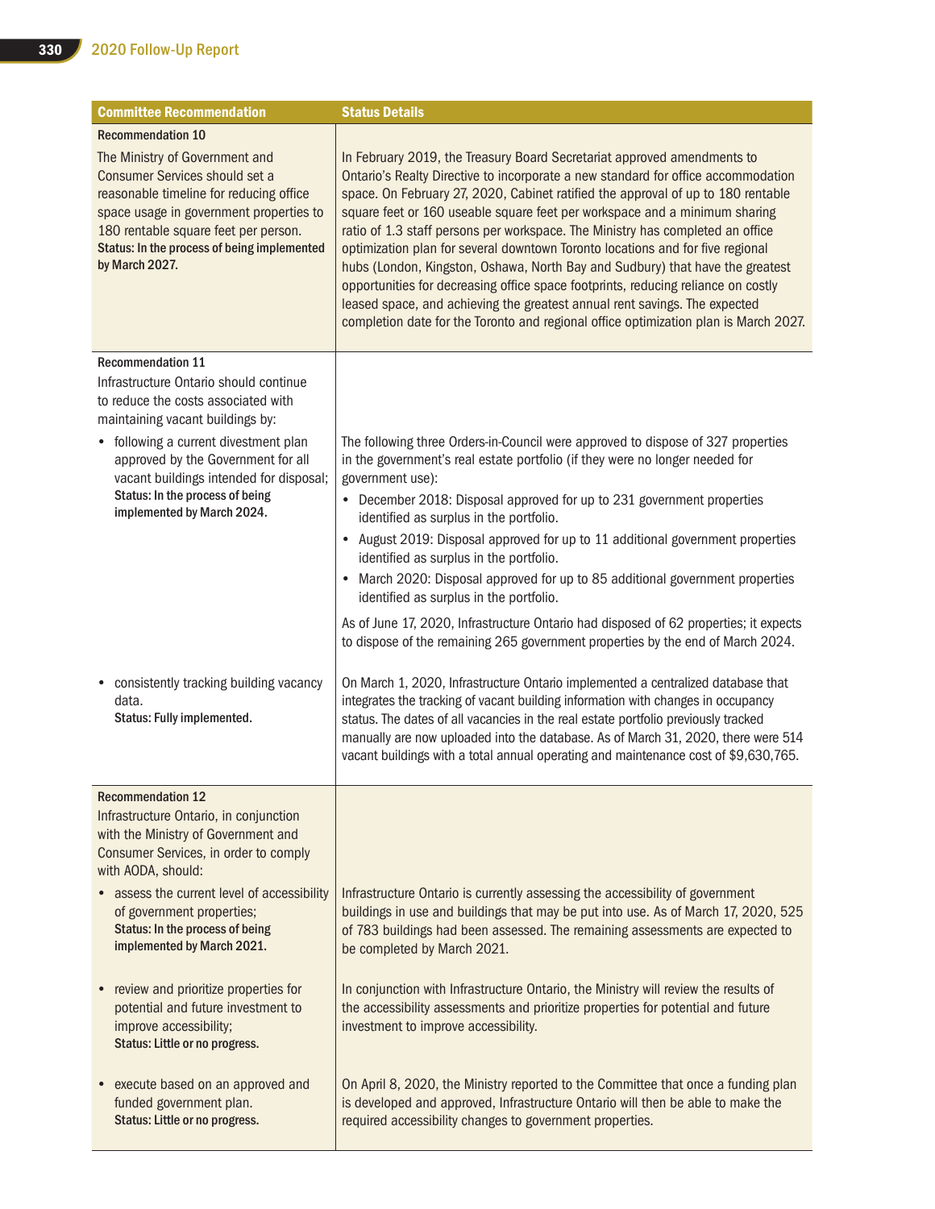| Committee Recommendation | Status Details |
|---|---|
| **Recommendation 10**<br>The Ministry of Government and Consumer Services should set a reasonable timeline for reducing office space usage in government properties to 180 rentable square feet per person.<br>**Status: In the process of being implemented by March 2027.** | In February 2019, the Treasury Board Secretariat approved amendments to Ontario's Realty Directive to incorporate a new standard for office accommodation space. On February 27, 2020, Cabinet ratified the approval of up to 180 rentable square feet or 160 useable square feet per workspace and a minimum sharing ratio of 1.3 staff persons per workspace. The Ministry has completed an office optimization plan for several downtown Toronto locations and for five regional hubs (London, Kingston, Oshawa, North Bay and Sudbury) that have the greatest opportunities for decreasing office space footprints, reducing reliance on costly leased space, and achieving the greatest annual rent savings. The expected completion date for the Toronto and regional office optimization plan is March 2027. |
| **Recommendation 11**<br>Infrastructure Ontario should continue to reduce the costs associated with maintaining vacant buildings by: | |
| • following a current divestment plan approved by the Government for all vacant buildings intended for disposal;<br>**Status: In the process of being implemented by March 2024.** | The following three Orders-in-Council were approved to dispose of 327 properties in the government's real estate portfolio (if they were no longer needed for government use):<br>• December 2018: Disposal approved for up to 231 government properties identified as surplus in the portfolio.<br>• August 2019: Disposal approved for up to 11 additional government properties identified as surplus in the portfolio.<br>• March 2020: Disposal approved for up to 85 additional government properties identified as surplus in the portfolio.<br>As of June 17, 2020, Infrastructure Ontario had disposed of 62 properties; it expects to dispose of the remaining 265 government properties by the end of March 2024. |
| • consistently tracking building vacancy data.<br>**Status: Fully implemented.** | On March 1, 2020, Infrastructure Ontario implemented a centralized database that integrates the tracking of vacant building information with changes in occupancy status. The dates of all vacancies in the real estate portfolio previously tracked manually are now uploaded into the database. As of March 31, 2020, there were 514 vacant buildings with a total annual operating and maintenance cost of $9,630,765. |
| **Recommendation 12**<br>Infrastructure Ontario, in conjunction with the Ministry of Government and Consumer Services, in order to comply with AODA, should: | |
| • assess the current level of accessibility of government properties;<br>**Status: In the process of being implemented by March 2021.** | Infrastructure Ontario is currently assessing the accessibility of government buildings in use and buildings that may be put into use. As of March 17, 2020, 525 of 783 buildings had been assessed. The remaining assessments are expected to be completed by March 2021. |
| • review and prioritize properties for potential and future investment to improve accessibility;<br>**Status: Little or no progress.** | In conjunction with Infrastructure Ontario, the Ministry will review the results of the accessibility assessments and prioritize properties for potential and future investment to improve accessibility. |
| • execute based on an approved and funded government plan.<br>**Status: Little or no progress.** | On April 8, 2020, the Ministry reported to the Committee that once a funding plan is developed and approved, Infrastructure Ontario will then be able to make the required accessibility changes to government properties. |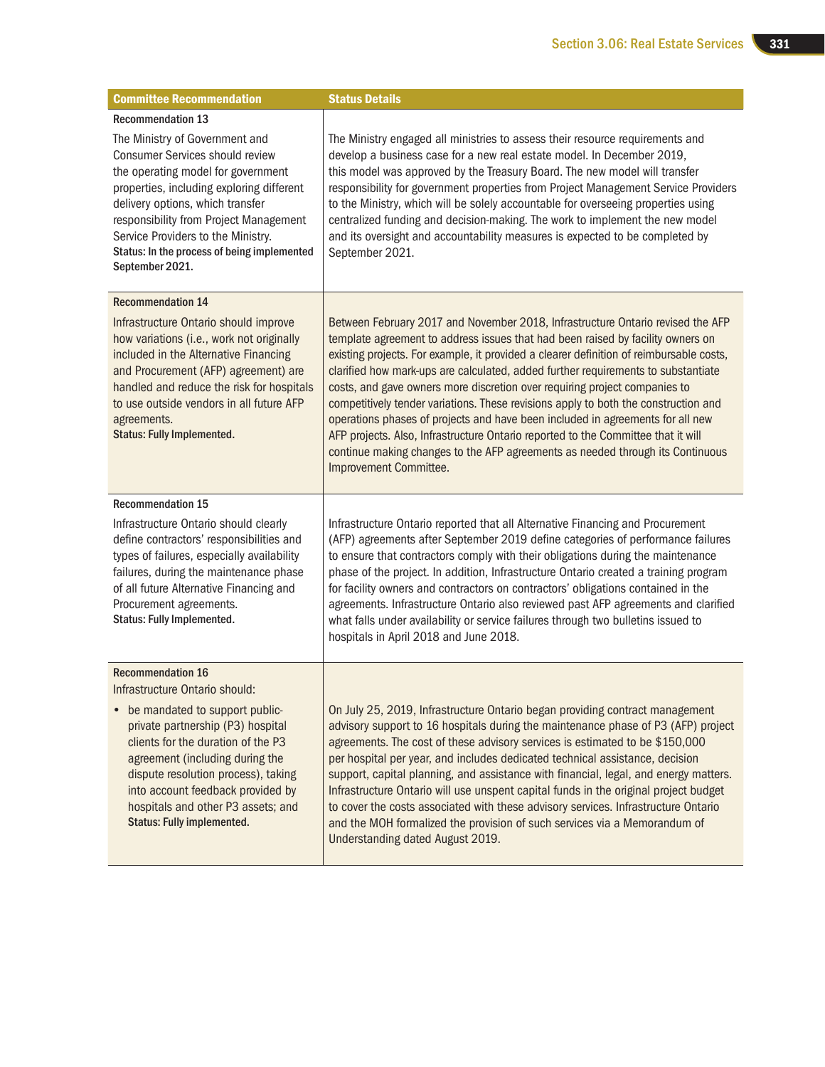| Committee Recommendation | Status Details |
|---|---|
| **Recommendation 13**<br>The Ministry of Government and Consumer Services should review the operating model for government properties, including exploring different delivery options, which transfer responsibility from Project Management Service Providers to the Ministry.<br>**Status: In the process of being implemented September 2021.** | The Ministry engaged all ministries to assess their resource requirements and develop a business case for a new real estate model. In December 2019, this model was approved by the Treasury Board. The new model will transfer responsibility for government properties from Project Management Service Providers to the Ministry, which will be solely accountable for overseeing properties using centralized funding and decision-making. The work to implement the new model and its oversight and accountability measures is expected to be completed by September 2021. |
| **Recommendation 14**<br>Infrastructure Ontario should improve how variations (i.e., work not originally included in the Alternative Financing and Procurement (AFP) agreement) are handled and reduce the risk for hospitals to use outside vendors in all future AFP agreements.<br>**Status: Fully Implemented.** | Between February 2017 and November 2018, Infrastructure Ontario revised the AFP template agreement to address issues that had been raised by facility owners on existing projects. For example, it provided a clearer definition of reimbursable costs, clarified how mark-ups are calculated, added further requirements to substantiate costs, and gave owners more discretion over requiring project companies to competitively tender variations. These revisions apply to both the construction and operations phases of projects and have been included in agreements for all new AFP projects. Also, Infrastructure Ontario reported to the Committee that it will continue making changes to the AFP agreements as needed through its Continuous Improvement Committee. |
| **Recommendation 15**<br>Infrastructure Ontario should clearly define contractors' responsibilities and types of failures, especially availability failures, during the maintenance phase of all future Alternative Financing and Procurement agreements.<br>**Status: Fully Implemented.** | Infrastructure Ontario reported that all Alternative Financing and Procurement (AFP) agreements after September 2019 define categories of performance failures to ensure that contractors comply with their obligations during the maintenance phase of the project. In addition, Infrastructure Ontario created a training program for facility owners and contractors on contractors' obligations contained in the agreements. Infrastructure Ontario also reviewed past AFP agreements and clarified what falls under availability or service failures through two bulletins issued to hospitals in April 2018 and June 2018. |
| **Recommendation 16**<br>Infrastructure Ontario should:<br>• be mandated to support public-private partnership (P3) hospital clients for the duration of the P3 agreement (including during the dispute resolution process), taking into account feedback provided by hospitals and other P3 assets; and<br>**Status: Fully implemented.** | On July 25, 2019, Infrastructure Ontario began providing contract management advisory support to 16 hospitals during the maintenance phase of P3 (AFP) project agreements. The cost of these advisory services is estimated to be $150,000 per hospital per year, and includes dedicated technical assistance, decision support, capital planning, and assistance with financial, legal, and energy matters. Infrastructure Ontario will use unspent capital funds in the original project budget to cover the costs associated with these advisory services. Infrastructure Ontario and the MOH formalized the provision of such services via a Memorandum of Understanding dated August 2019. |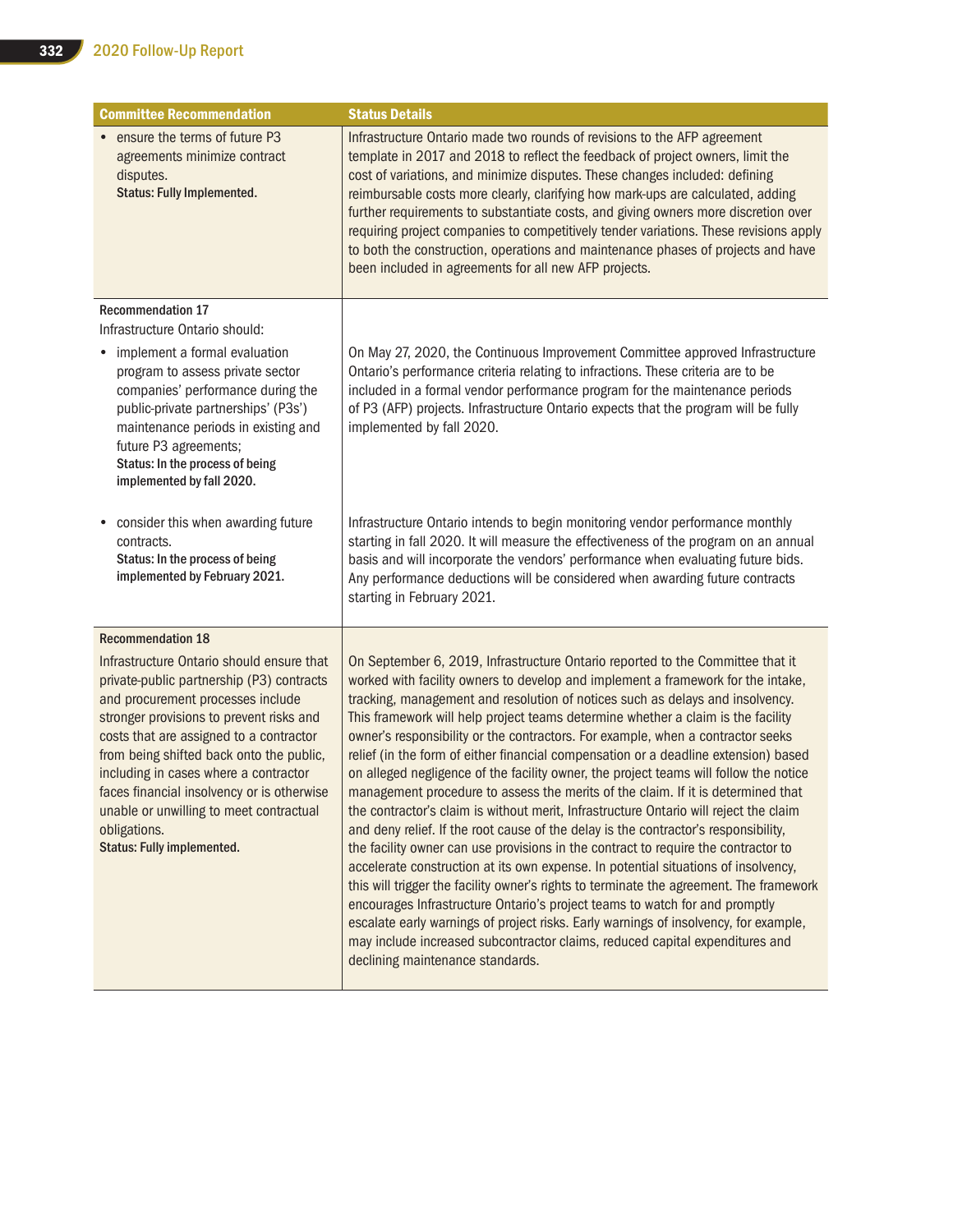| Committee Recommendation | Status Details |
|---|---|
| • ensure the terms of future P3 agreements minimize contract disputes.<br>**Status: Fully Implemented.** | Infrastructure Ontario made two rounds of revisions to the AFP agreement template in 2017 and 2018 to reflect the feedback of project owners, limit the cost of variations, and minimize disputes. These changes included: defining reimbursable costs more clearly, clarifying how mark-ups are calculated, adding further requirements to substantiate costs, and giving owners more discretion over requiring project companies to competitively tender variations. These revisions apply to both the construction, operations and maintenance phases of projects and have been included in agreements for all new AFP projects. |
| **Recommendation 17**<br>Infrastructure Ontario should: | |
| • implement a formal evaluation program to assess private sector companies' performance during the public-private partnerships' (P3s') maintenance periods in existing and future P3 agreements;<br>**Status: In the process of being implemented by fall 2020.** | On May 27, 2020, the Continuous Improvement Committee approved Infrastructure Ontario's performance criteria relating to infractions. These criteria are to be included in a formal vendor performance program for the maintenance periods of P3 (AFP) projects. Infrastructure Ontario expects that the program will be fully implemented by fall 2020. |
| • consider this when awarding future contracts.<br>**Status: In the process of being implemented by February 2021.** | Infrastructure Ontario intends to begin monitoring vendor performance monthly starting in fall 2020. It will measure the effectiveness of the program on an annual basis and will incorporate the vendors' performance when evaluating future bids. Any performance deductions will be considered when awarding future contracts starting in February 2021. |
| **Recommendation 18**<br>Infrastructure Ontario should ensure that private-public partnership (P3) contracts and procurement processes include stronger provisions to prevent risks and costs that are assigned to a contractor from being shifted back onto the public, including in cases where a contractor faces financial insolvency or is otherwise unable or unwilling to meet contractual obligations.<br>**Status: Fully implemented.** | On September 6, 2019, Infrastructure Ontario reported to the Committee that it worked with facility owners to develop and implement a framework for the intake, tracking, management and resolution of notices such as delays and insolvency. This framework will help project teams determine whether a claim is the facility owner's responsibility or the contractors. For example, when a contractor seeks relief (in the form of either financial compensation or a deadline extension) based on alleged negligence of the facility owner, the project teams will follow the notice management procedure to assess the merits of the claim. If it is determined that the contractor's claim is without merit, Infrastructure Ontario will reject the claim and deny relief. If the root cause of the delay is the contractor's responsibility, the facility owner can use provisions in the contract to require the contractor to accelerate construction at its own expense. In potential situations of insolvency, this will trigger the facility owner's rights to terminate the agreement. The framework encourages Infrastructure Ontario's project teams to watch for and promptly escalate early warnings of project risks. Early warnings of insolvency, for example, may include increased subcontractor claims, reduced capital expenditures and declining maintenance standards. |